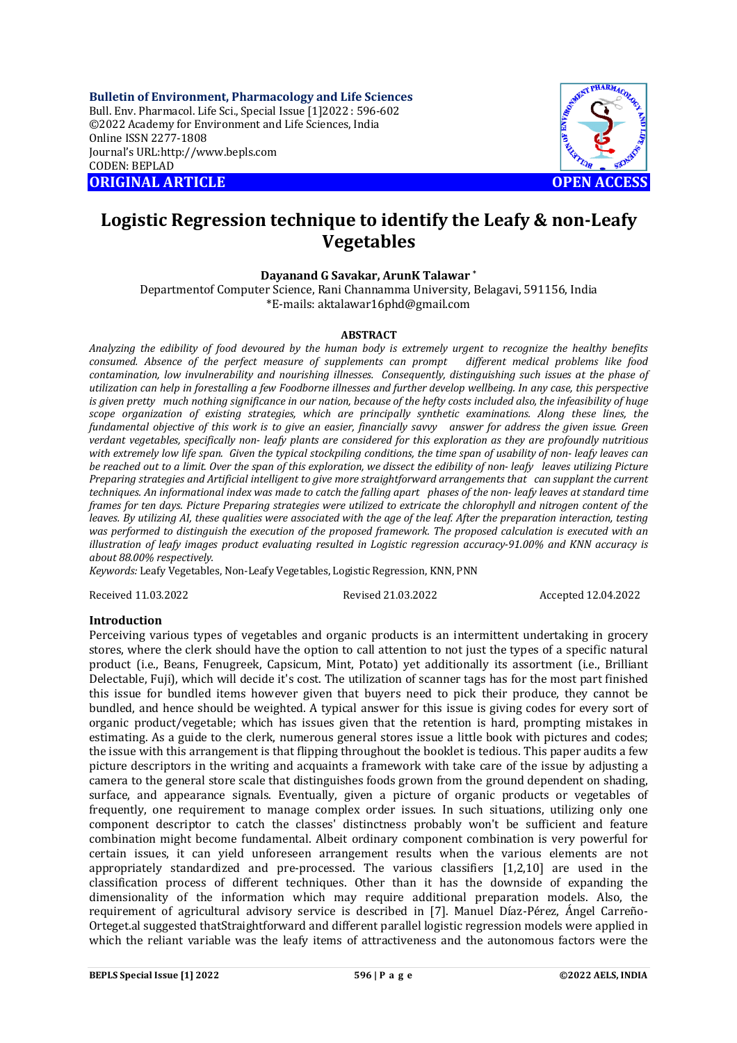**Bulletin of Environment, Pharmacology and Life Sciences**
Bull. Env. Pharmacol. Life Sci., Special Issue [1]2022 : 596-602
©2022 Academy for Environment and Life Sciences, India
Online ISSN 2277-1808
Journal's URL:http://www.bepls.com
CODEN: BEPLAD

**ORIGINAL ARTICLE** **OPEN ACCESS**

# Logistic Regression technique to identify the Leafy & non-Leafy Vegetables

**Dayanand G Savakar, ArunK Talawar \***

Departmentof Computer Science, Rani Channamma University, Belagavi, 591156, India
*E-mails: aktalawar16phd@gmail.com

## ABSTRACT

*Analyzing the edibility of food devoured by the human body is extremely urgent to recognize the healthy benefits consumed. Absence of the perfect measure of supplements can prompt different medical problems like food contamination, low invulnerability and nourishing illnesses. Consequently, distinguishing such issues at the phase of utilization can help in forestalling a few Foodborne illnesses and further develop wellbeing. In any case, this perspective is given pretty much nothing significance in our nation, because of the hefty costs included also, the infeasibility of huge scope organization of existing strategies, which are principally synthetic examinations. Along these lines, the fundamental objective of this work is to give an easier, financially savvy answer for address the given issue. Green verdant vegetables, specifically non- leafy plants are considered for this exploration as they are profoundly nutritious with extremely low life span. Given the typical stockpiling conditions, the time span of usability of non- leafy leaves can be reached out to a limit. Over the span of this exploration, we dissect the edibility of non- leafy leaves utilizing Picture Preparing strategies and Artificial intelligent to give more straightforward arrangements that can supplant the current techniques. An informational index was made to catch the falling apart phases of the non- leafy leaves at standard time frames for ten days. Picture Preparing strategies were utilized to extricate the chlorophyll and nitrogen content of the leaves. By utilizing AI, these qualities were associated with the age of the leaf. After the preparation interaction, testing was performed to distinguish the execution of the proposed framework. The proposed calculation is executed with an illustration of leafy images product evaluating resulted in Logistic regression accuracy-91.00% and KNN accuracy is about 88.00% respectively.*

*Keywords:* Leafy Vegetables, Non-Leafy Vegetables, Logistic Regression, KNN, PNN

Received 11.03.2022 Revised 21.03.2022 Accepted 12.04.2022

## Introduction

Perceiving various types of vegetables and organic products is an intermittent undertaking in grocery stores, where the clerk should have the option to call attention to not just the types of a specific natural product (i.e., Beans, Fenugreek, Capsicum, Mint, Potato) yet additionally its assortment (i.e., Brilliant Delectable, Fuji), which will decide it's cost. The utilization of scanner tags has for the most part finished this issue for bundled items however given that buyers need to pick their produce, they cannot be bundled, and hence should be weighted. A typical answer for this issue is giving codes for every sort of organic product/vegetable; which has issues given that the retention is hard, prompting mistakes in estimating. As a guide to the clerk, numerous general stores issue a little book with pictures and codes; the issue with this arrangement is that flipping throughout the booklet is tedious. This paper audits a few picture descriptors in the writing and acquaints a framework with take care of the issue by adjusting a camera to the general store scale that distinguishes foods grown from the ground dependent on shading, surface, and appearance signals. Eventually, given a picture of organic products or vegetables of frequently, one requirement to manage complex order issues. In such situations, utilizing only one component descriptor to catch the classes' distinctness probably won't be sufficient and feature combination might become fundamental. Albeit ordinary component combination is very powerful for certain issues, it can yield unforeseen arrangement results when the various elements are not appropriately standardized and pre-processed. The various classifiers [1,2,10] are used in the classification process of different techniques. Other than it has the downside of expanding the dimensionality of the information which may require additional preparation models. Also, the requirement of agricultural advisory service is described in [7]. Manuel Díaz-Pérez, Ángel Carreño-Orteget.al suggested thatStraightforward and different parallel logistic regression models were applied in which the reliant variable was the leafy items of attractiveness and the autonomous factors were the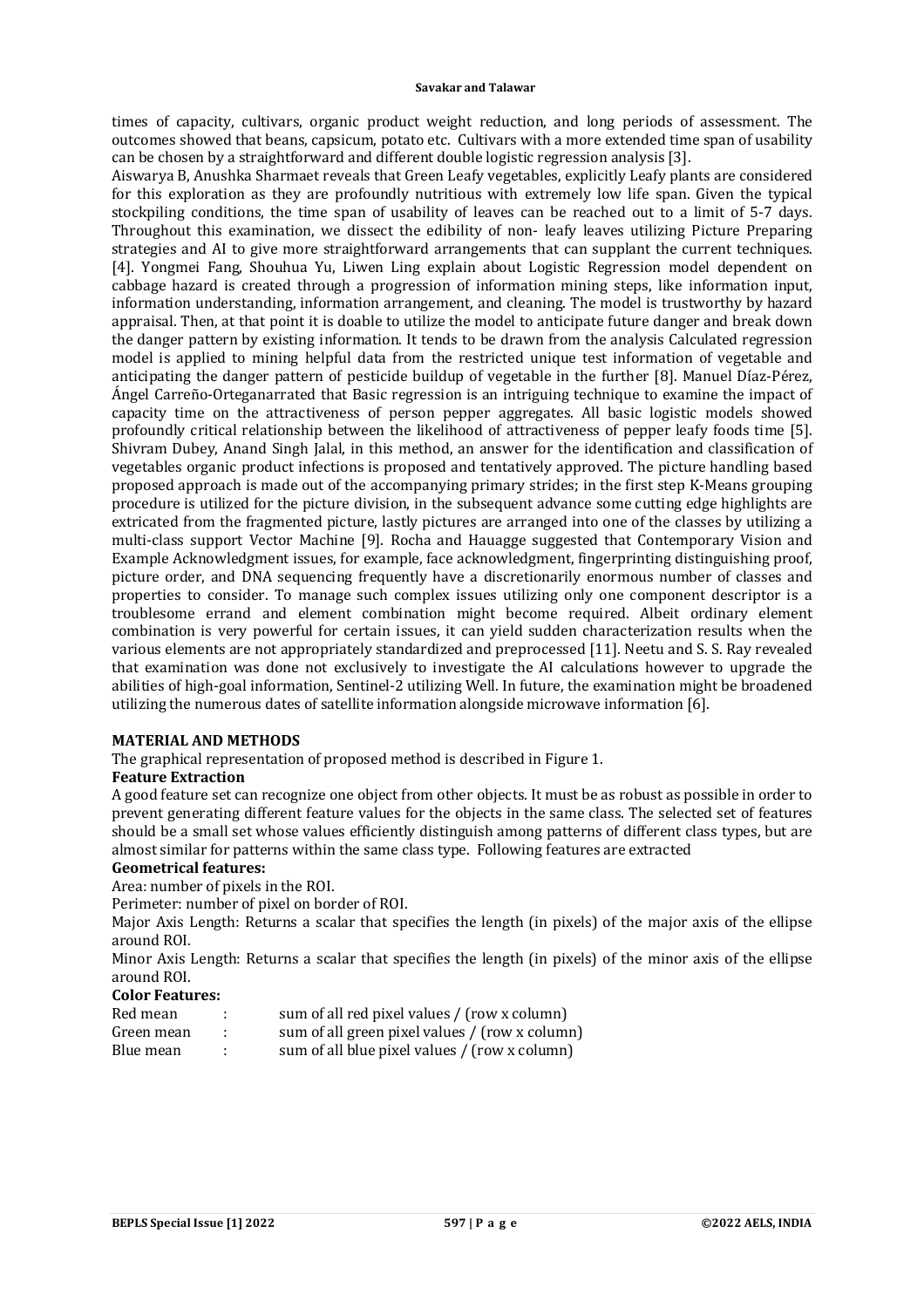times of capacity, cultivars, organic product weight reduction, and long periods of assessment. The outcomes showed that beans, capsicum, potato etc. Cultivars with a more extended time span of usability can be chosen by a straightforward and different double logistic regression analysis [3].

Aiswarya B, Anushka Sharmaet reveals that Green Leafy vegetables, explicitly Leafy plants are considered for this exploration as they are profoundly nutritious with extremely low life span. Given the typical stockpiling conditions, the time span of usability of leaves can be reached out to a limit of 5-7 days. Throughout this examination, we dissect the edibility of non- leafy leaves utilizing Picture Preparing strategies and AI to give more straightforward arrangements that can supplant the current techniques. [4]. Yongmei Fang, Shouhua Yu, Liwen Ling explain about Logistic Regression model dependent on cabbage hazard is created through a progression of information mining steps, like information input, information understanding, information arrangement, and cleaning. The model is trustworthy by hazard appraisal. Then, at that point it is doable to utilize the model to anticipate future danger and break down the danger pattern by existing information. It tends to be drawn from the analysis Calculated regression model is applied to mining helpful data from the restricted unique test information of vegetable and anticipating the danger pattern of pesticide buildup of vegetable in the further [8]. Manuel Díaz-Pérez, Ángel Carreño-Orteganarrated that Basic regression is an intriguing technique to examine the impact of capacity time on the attractiveness of person pepper aggregates. All basic logistic models showed profoundly critical relationship between the likelihood of attractiveness of pepper leafy foods time [5]. Shivram Dubey, Anand Singh Jalal, in this method, an answer for the identification and classification of vegetables organic product infections is proposed and tentatively approved. The picture handling based proposed approach is made out of the accompanying primary strides; in the first step K-Means grouping procedure is utilized for the picture division, in the subsequent advance some cutting edge highlights are extricated from the fragmented picture, lastly pictures are arranged into one of the classes by utilizing a multi-class support Vector Machine [9]. Rocha and Hauagge suggested that Contemporary Vision and Example Acknowledgment issues, for example, face acknowledgment, fingerprinting distinguishing proof, picture order, and DNA sequencing frequently have a discretionarily enormous number of classes and properties to consider. To manage such complex issues utilizing only one component descriptor is a troublesome errand and element combination might become required. Albeit ordinary element combination is very powerful for certain issues, it can yield sudden characterization results when the various elements are not appropriately standardized and preprocessed [11]. Neetu and S. S. Ray revealed that examination was done not exclusively to investigate the AI calculations however to upgrade the abilities of high-goal information, Sentinel-2 utilizing Well. In future, the examination might be broadened utilizing the numerous dates of satellite information alongside microwave information [6].

## MATERIAL AND METHODS

The graphical representation of proposed method is described in Figure 1.

### Feature Extraction

A good feature set can recognize one object from other objects. It must be as robust as possible in order to prevent generating different feature values for the objects in the same class. The selected set of features should be a small set whose values efficiently distinguish among patterns of different class types, but are almost similar for patterns within the same class type. Following features are extracted

### Geometrical features:

Area: number of pixels in the ROI.

Perimeter: number of pixel on border of ROI.

Major Axis Length: Returns a scalar that specifies the length (in pixels) of the major axis of the ellipse around ROI.

Minor Axis Length: Returns a scalar that specifies the length (in pixels) of the minor axis of the ellipse around ROI.

### Color Features:

Red mean : sum of all red pixel values / (row x column)

Green mean : sum of all green pixel values / (row x column)

Blue mean : sum of all blue pixel values / (row x column)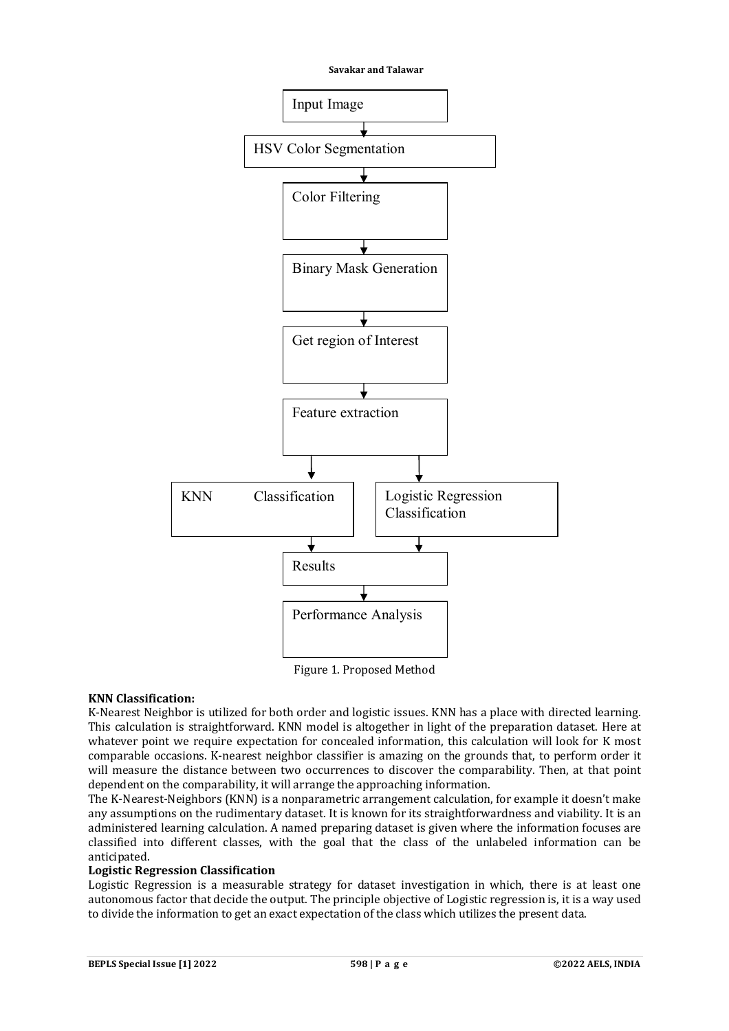Input Image → HSV Color Segmentation → Color Filtering → Binary Mask Generation → Get region of Interest → Feature extraction → KNN Classification / Logistic Regression Classification → Results → Performance Analysis

Figure 1. Proposed Method

**KNN Classification:**

K-Nearest Neighbor is utilized for both order and logistic issues. KNN has a place with directed learning. This calculation is straightforward. KNN model is altogether in light of the preparation dataset. Here at whatever point we require expectation for concealed information, this calculation will look for K most comparable occasions. K-nearest neighbor classifier is amazing on the grounds that, to perform order it will measure the distance between two occurrences to discover the comparability. Then, at that point dependent on the comparability, it will arrange the approaching information.

The K-Nearest-Neighbors (KNN) is a nonparametric arrangement calculation, for example it doesn't make any assumptions on the rudimentary dataset. It is known for its straightforwardness and viability. It is an administered learning calculation. A named preparing dataset is given where the information focuses are classified into different classes, with the goal that the class of the unlabeled information can be anticipated.

**Logistic Regression Classification**

Logistic Regression is a measurable strategy for dataset investigation in which, there is at least one autonomous factor that decide the output. The principle objective of Logistic regression is, it is a way used to divide the information to get an exact expectation of the class which utilizes the present data.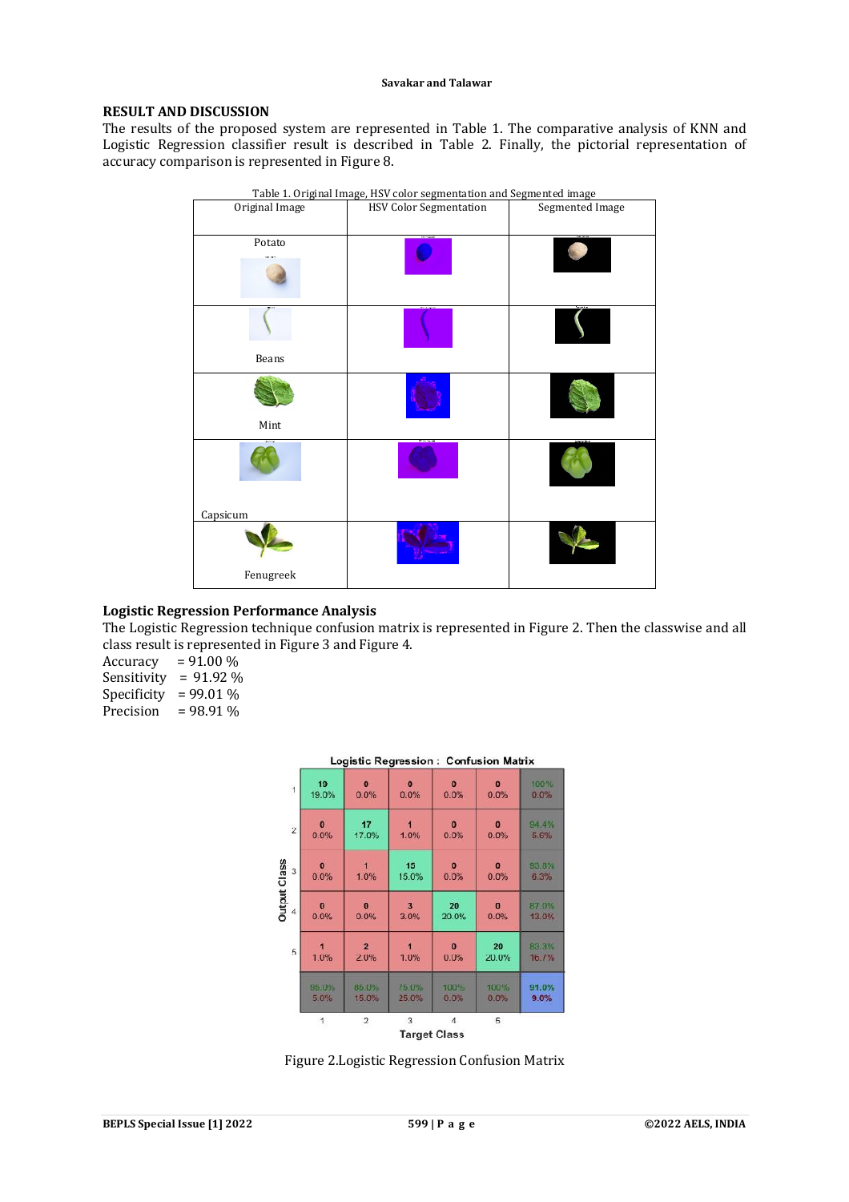## RESULT AND DISCUSSION

The results of the proposed system are represented in Table 1. The comparative analysis of KNN and Logistic Regression classifier result is described in Table 2. Finally, the pictorial representation of accuracy comparison is represented in Figure 8.

Table 1. Original Image, HSV color segmentation and Segmented image

| Original Image | HSV Color Segmentation | Segmented Image |
|---|---|---|
| Potato | | |
| Beans | | |
| Mint | | |
| Capsicum | | |
| Fenugreek | | |

### Logistic Regression Performance Analysis

The Logistic Regression technique confusion matrix is represented in Figure 2. Then the classwise and all class result is represented in Figure 3 and Figure 4.

Accuracy = 91.00 %
Sensitivity = 91.92 %
Specificity = 99.01 %
Precision = 98.91 %

Logistic Regression : Confusion Matrix

| Output Class \ Target Class | 1 | 2 | 3 | 4 | 5 | |
|---|---|---|---|---|---|---|
| 1 | 19 19.0% | 0 0.0% | 0 0.0% | 0 0.0% | 0 0.0% | 100% 0.0% |
| 2 | 0 0.0% | 17 17.0% | 1 1.0% | 0 0.0% | 0 0.0% | 94.4% 5.6% |
| 3 | 0 0.0% | 1 1.0% | 15 15.0% | 0 0.0% | 0 0.0% | 93.8% 6.3% |
| 4 | 0 0.0% | 0 0.0% | 3 3.0% | 20 20.0% | 0 0.0% | 87.0% 13.0% |
| 5 | 1 1.0% | 2 2.0% | 1 1.0% | 0 0.0% | 20 20.0% | 83.3% 16.7% |
| | 95.0% 5.0% | 85.0% 15.0% | 75.0% 25.0% | 100% 0.0% | 100% 0.0% | 91.0% 9.0% |

Figure 2.Logistic Regression Confusion Matrix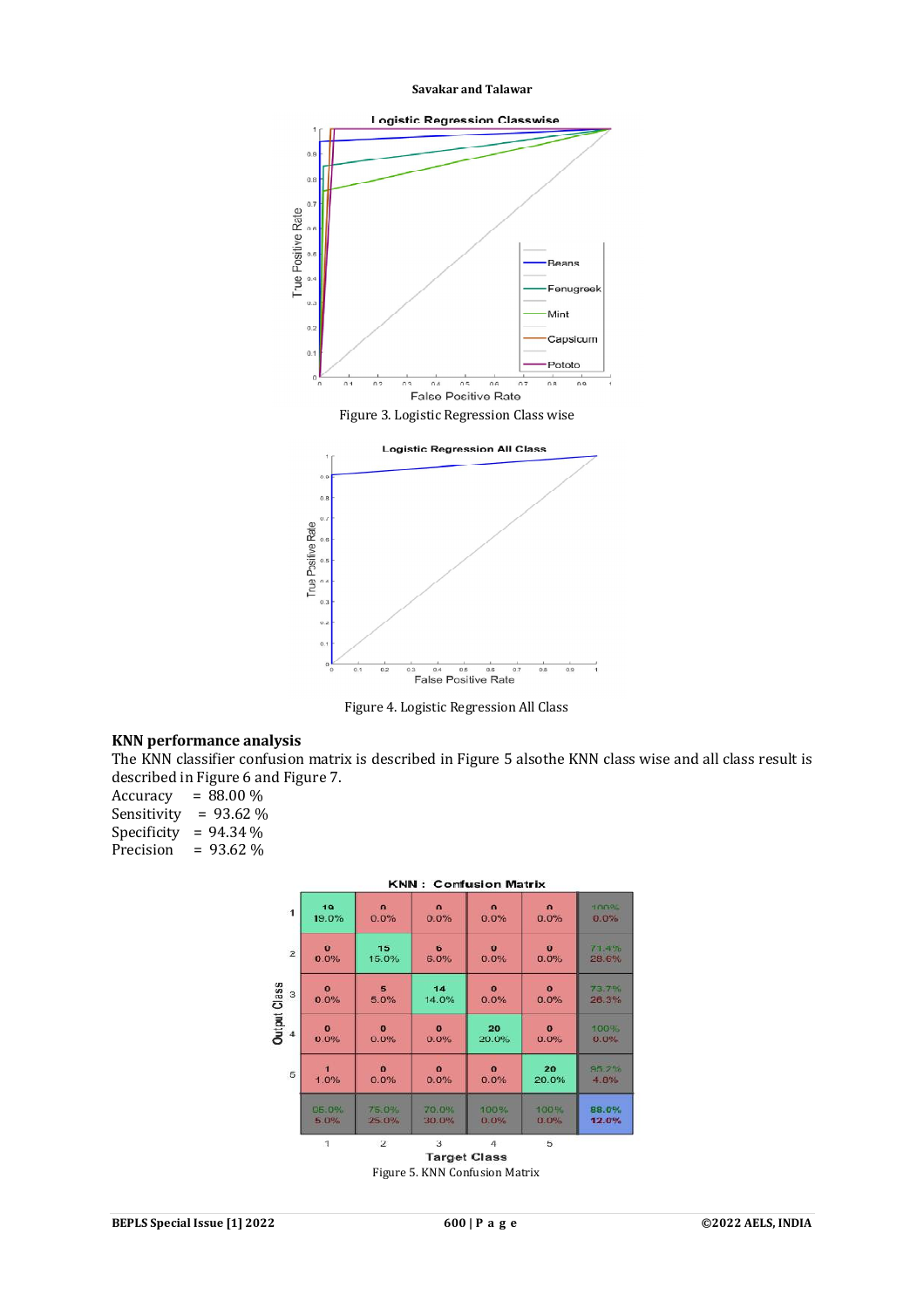Figure 3. Logistic Regression Class wise

Figure 4. Logistic Regression All Class

### KNN performance analysis

The KNN classifier confusion matrix is described in Figure 5 alsothe KNN class wise and all class result is described in Figure 6 and Figure 7.

Accuracy = 88.00 %
Sensitivity = 93.62 %
Specificity = 94.34 %
Precision = 93.62 %

Figure 5. KNN Confusion Matrix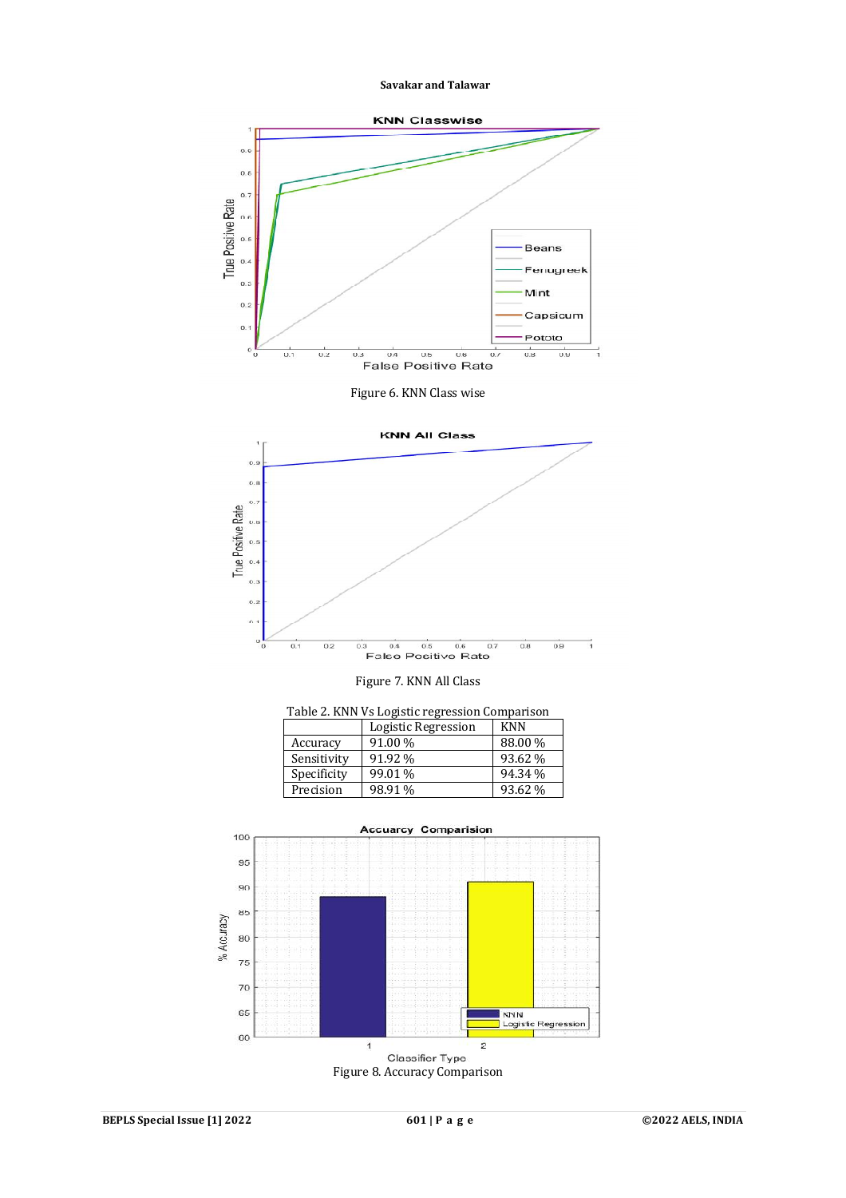Figure 6. KNN Class wise

Figure 7. KNN All Class

Table 2. KNN Vs Logistic regression Comparison

| | Logistic Regression | KNN |
|---|---|---|
| Accuracy | 91.00 % | 88.00 % |
| Sensitivity | 91.92 % | 93.62 % |
| Specificity | 99.01 % | 94.34 % |
| Precision | 98.91 % | 93.62 % |

Figure 8. Accuracy Comparison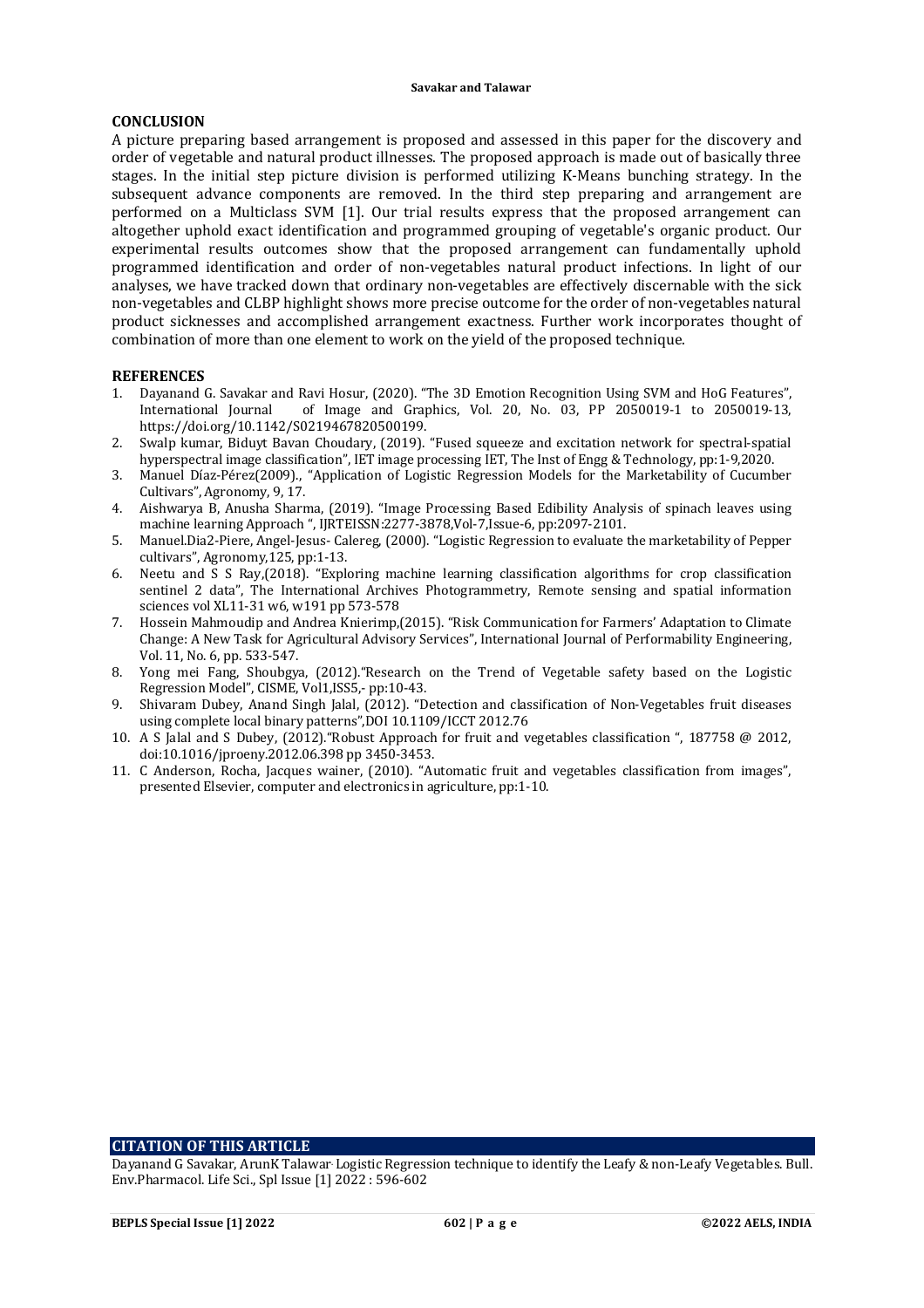## CONCLUSION

A picture preparing based arrangement is proposed and assessed in this paper for the discovery and order of vegetable and natural product illnesses. The proposed approach is made out of basically three stages. In the initial step picture division is performed utilizing K-Means bunching strategy. In the subsequent advance components are removed. In the third step preparing and arrangement are performed on a Multiclass SVM [1]. Our trial results express that the proposed arrangement can altogether uphold exact identification and programmed grouping of vegetable's organic product. Our experimental results outcomes show that the proposed arrangement can fundamentally uphold programmed identification and order of non-vegetables natural product infections. In light of our analyses, we have tracked down that ordinary non-vegetables are effectively discernable with the sick non-vegetables and CLBP highlight shows more precise outcome for the order of non-vegetables natural product sicknesses and accomplished arrangement exactness. Further work incorporates thought of combination of more than one element to work on the yield of the proposed technique.

## REFERENCES

1. Dayanand G. Savakar and Ravi Hosur, (2020). "The 3D Emotion Recognition Using SVM and HoG Features", International Journal of Image and Graphics, Vol. 20, No. 03, PP 2050019-1 to 2050019-13, https://doi.org/10.1142/S0219467820500199.
2. Swalp kumar, Biduyt Bavan Choudary, (2019). "Fused squeeze and excitation network for spectral-spatial hyperspectral image classification", IET image processing IET, The Inst of Engg & Technology, pp:1-9,2020.
3. Manuel Díaz-Pérez(2009)., "Application of Logistic Regression Models for the Marketability of Cucumber Cultivars", Agronomy, 9, 17.
4. Aishwarya B, Anusha Sharma, (2019). "Image Processing Based Edibility Analysis of spinach leaves using machine learning Approach ", IJRTEISSN:2277-3878,Vol-7,Issue-6, pp:2097-2101.
5. Manuel.Dia2-Piere, Angel-Jesus- Calereg, (2000). "Logistic Regression to evaluate the marketability of Pepper cultivars", Agronomy,125, pp:1-13.
6. Neetu and S S Ray,(2018). "Exploring machine learning classification algorithms for crop classification sentinel 2 data", The International Archives Photogrammetry, Remote sensing and spatial information sciences vol XL11-31 w6, w191 pp 573-578
7. Hossein Mahmoudip and Andrea Knierimp,(2015). "Risk Communication for Farmers' Adaptation to Climate Change: A New Task for Agricultural Advisory Services", International Journal of Performability Engineering, Vol. 11, No. 6, pp. 533-547.
8. Yong mei Fang, Shoubgya, (2012)."Research on the Trend of Vegetable safety based on the Logistic Regression Model", CISME, Vol1,ISS5,- pp:10-43.
9. Shivaram Dubey, Anand Singh Jalal, (2012). "Detection and classification of Non-Vegetables fruit diseases using complete local binary patterns",DOI 10.1109/ICCT 2012.76
10. A S Jalal and S Dubey, (2012)."Robust Approach for fruit and vegetables classification ", 187758 @ 2012, doi:10.1016/jproeny.2012.06.398 pp 3450-3453.
11. C Anderson, Rocha, Jacques wainer, (2010). "Automatic fruit and vegetables classification from images", presented Elsevier, computer and electronics in agriculture, pp:1-10.

## CITATION OF THIS ARTICLE

Dayanand G Savakar, ArunK Talawar. Logistic Regression technique to identify the Leafy & non-Leafy Vegetables. Bull. Env.Pharmacol. Life Sci., Spl Issue [1] 2022 : 596-602